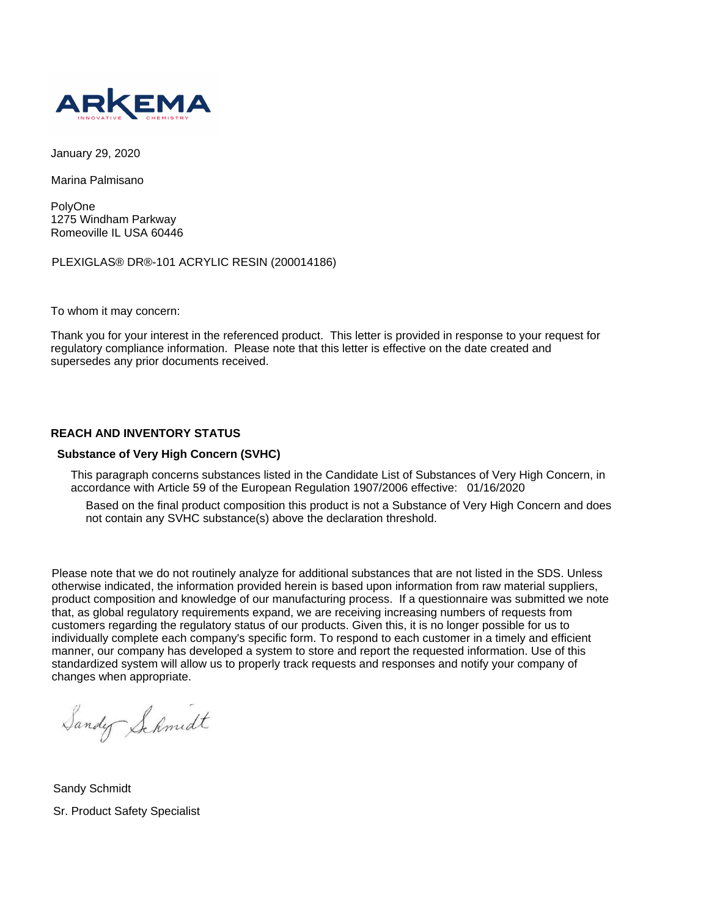ARKEMA
INNOVATIVE CHEMISTRY

January 29, 2020

Marina Palmisano

PolyOne
1275 Windham Parkway
Romeoville IL USA 60446

PLEXIGLAS® DR®-101 ACRYLIC RESIN (200014186)

To whom it may concern:

Thank you for your interest in the referenced product. This letter is provided in response to your request for regulatory compliance information. Please note that this letter is effective on the date created and supersedes any prior documents received.

## REACH AND INVENTORY STATUS

### Substance of Very High Concern (SVHC)

This paragraph concerns substances listed in the Candidate List of Substances of Very High Concern, in accordance with Article 59 of the European Regulation 1907/2006 effective: 01/16/2020

Based on the final product composition this product is not a Substance of Very High Concern and does not contain any SVHC substance(s) above the declaration threshold.

Please note that we do not routinely analyze for additional substances that are not listed in the SDS. Unless otherwise indicated, the information provided herein is based upon information from raw material suppliers, product composition and knowledge of our manufacturing process. If a questionnaire was submitted we note that, as global regulatory requirements expand, we are receiving increasing numbers of requests from customers regarding the regulatory status of our products. Given this, it is no longer possible for us to individually complete each company's specific form. To respond to each customer in a timely and efficient manner, our company has developed a system to store and report the requested information. Use of this standardized system will allow us to properly track requests and responses and notify your company of changes when appropriate.

Sandy Schmidt

Sandy Schmidt

Sr. Product Safety Specialist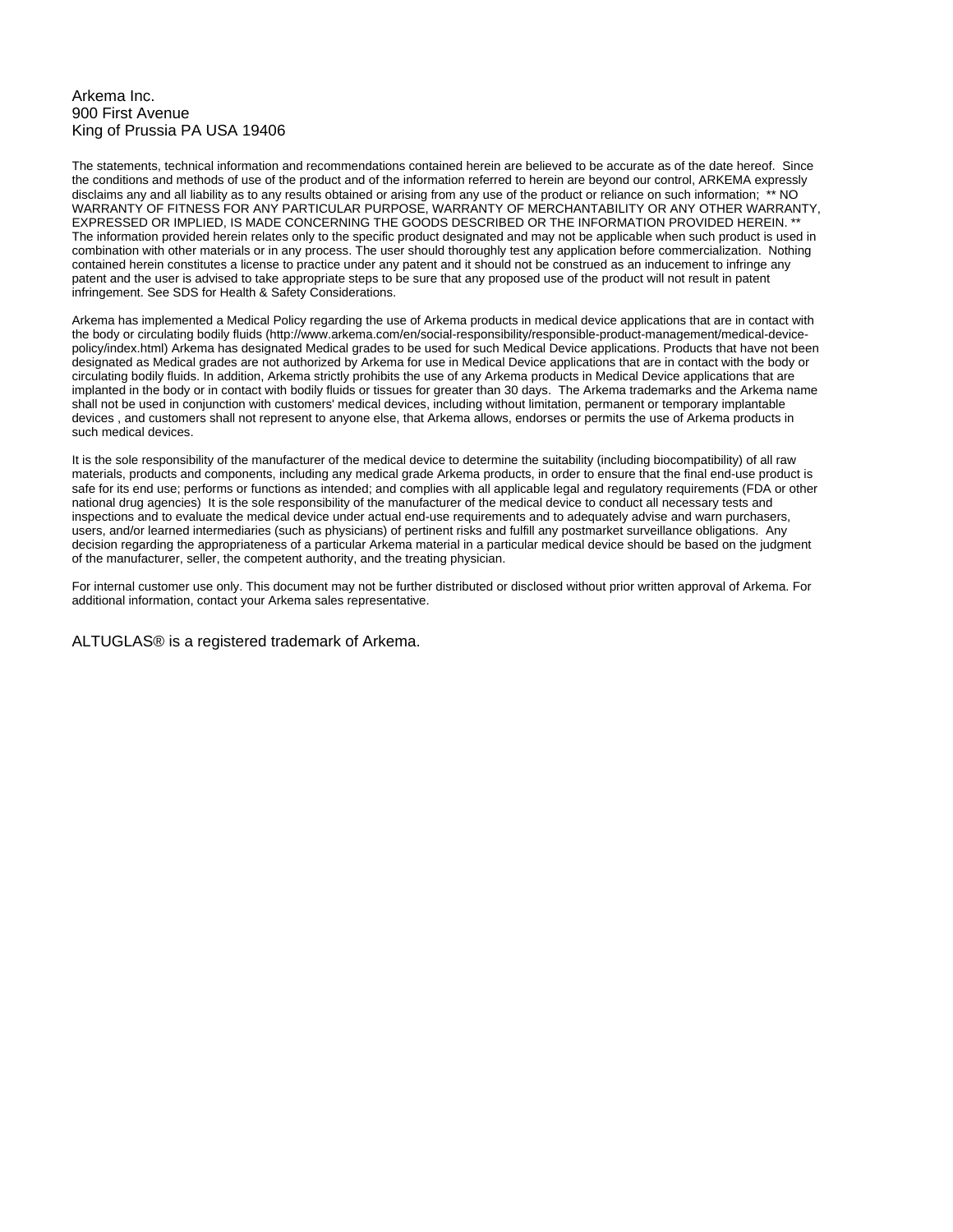Arkema Inc.
900 First Avenue
King of Prussia PA USA 19406

The statements, technical information and recommendations contained herein are believed to be accurate as of the date hereof. Since the conditions and methods of use of the product and of the information referred to herein are beyond our control, ARKEMA expressly disclaims any and all liability as to any results obtained or arising from any use of the product or reliance on such information; ** NO WARRANTY OF FITNESS FOR ANY PARTICULAR PURPOSE, WARRANTY OF MERCHANTABILITY OR ANY OTHER WARRANTY, EXPRESSED OR IMPLIED, IS MADE CONCERNING THE GOODS DESCRIBED OR THE INFORMATION PROVIDED HEREIN. ** The information provided herein relates only to the specific product designated and may not be applicable when such product is used in combination with other materials or in any process. The user should thoroughly test any application before commercialization. Nothing contained herein constitutes a license to practice under any patent and it should not be construed as an inducement to infringe any patent and the user is advised to take appropriate steps to be sure that any proposed use of the product will not result in patent infringement. See SDS for Health & Safety Considerations.

Arkema has implemented a Medical Policy regarding the use of Arkema products in medical device applications that are in contact with the body or circulating bodily fluids (http://www.arkema.com/en/social-responsibility/responsible-product-management/medical-device-policy/index.html) Arkema has designated Medical grades to be used for such Medical Device applications. Products that have not been designated as Medical grades are not authorized by Arkema for use in Medical Device applications that are in contact with the body or circulating bodily fluids. In addition, Arkema strictly prohibits the use of any Arkema products in Medical Device applications that are implanted in the body or in contact with bodily fluids or tissues for greater than 30 days. The Arkema trademarks and the Arkema name shall not be used in conjunction with customers' medical devices, including without limitation, permanent or temporary implantable devices , and customers shall not represent to anyone else, that Arkema allows, endorses or permits the use of Arkema products in such medical devices.

It is the sole responsibility of the manufacturer of the medical device to determine the suitability (including biocompatibility) of all raw materials, products and components, including any medical grade Arkema products, in order to ensure that the final end-use product is safe for its end use; performs or functions as intended; and complies with all applicable legal and regulatory requirements (FDA or other national drug agencies) It is the sole responsibility of the manufacturer of the medical device to conduct all necessary tests and inspections and to evaluate the medical device under actual end-use requirements and to adequately advise and warn purchasers, users, and/or learned intermediaries (such as physicians) of pertinent risks and fulfill any postmarket surveillance obligations. Any decision regarding the appropriateness of a particular Arkema material in a particular medical device should be based on the judgment of the manufacturer, seller, the competent authority, and the treating physician.

For internal customer use only. This document may not be further distributed or disclosed without prior written approval of Arkema. For additional information, contact your Arkema sales representative.

ALTUGLAS® is a registered trademark of Arkema.